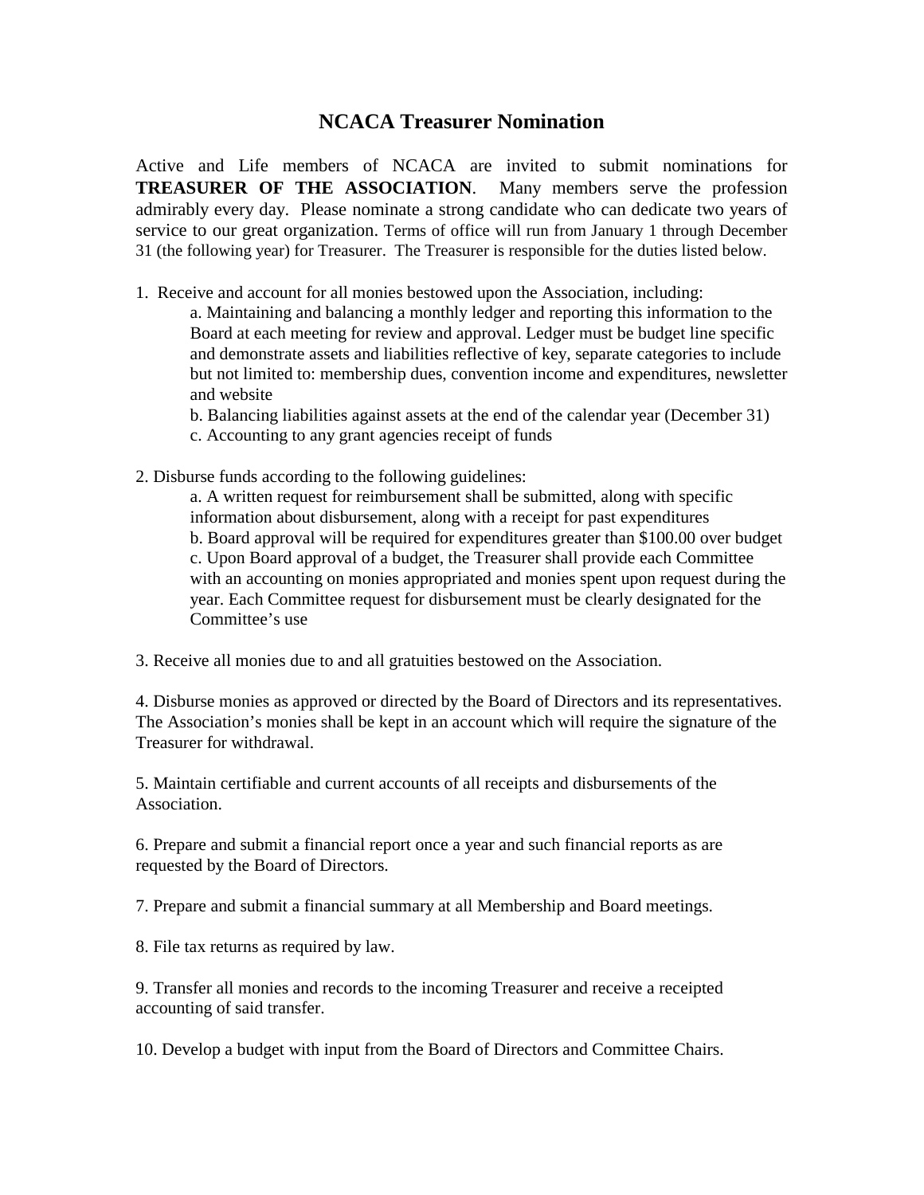# NCACA Treasurer Nomination

Active and Life members of NCACA are invited to submit nominations for **TREASURER OF THE ASSOCIATION**. Many members serve the profession admirably every day. Please nominate a strong candidate who can dedicate two years of service to our great organization. Terms of office will run from January 1 through December 31 (the following year) for Treasurer. The Treasurer is responsible for the duties listed below.

1. Receive and account for all monies bestowed upon the Association, including:
   a. Maintaining and balancing a monthly ledger and reporting this information to the Board at each meeting for review and approval. Ledger must be budget line specific and demonstrate assets and liabilities reflective of key, separate categories to include but not limited to: membership dues, convention income and expenditures, newsletter and website
   b. Balancing liabilities against assets at the end of the calendar year (December 31)
   c. Accounting to any grant agencies receipt of funds

2. Disburse funds according to the following guidelines:
   a. A written request for reimbursement shall be submitted, along with specific information about disbursement, along with a receipt for past expenditures
   b. Board approval will be required for expenditures greater than $100.00 over budget
   c. Upon Board approval of a budget, the Treasurer shall provide each Committee with an accounting on monies appropriated and monies spent upon request during the year. Each Committee request for disbursement must be clearly designated for the Committee's use

3. Receive all monies due to and all gratuities bestowed on the Association.

4. Disburse monies as approved or directed by the Board of Directors and its representatives. The Association's monies shall be kept in an account which will require the signature of the Treasurer for withdrawal.

5. Maintain certifiable and current accounts of all receipts and disbursements of the Association.

6. Prepare and submit a financial report once a year and such financial reports as are requested by the Board of Directors.

7. Prepare and submit a financial summary at all Membership and Board meetings.

8. File tax returns as required by law.

9. Transfer all monies and records to the incoming Treasurer and receive a receipted accounting of said transfer.

10. Develop a budget with input from the Board of Directors and Committee Chairs.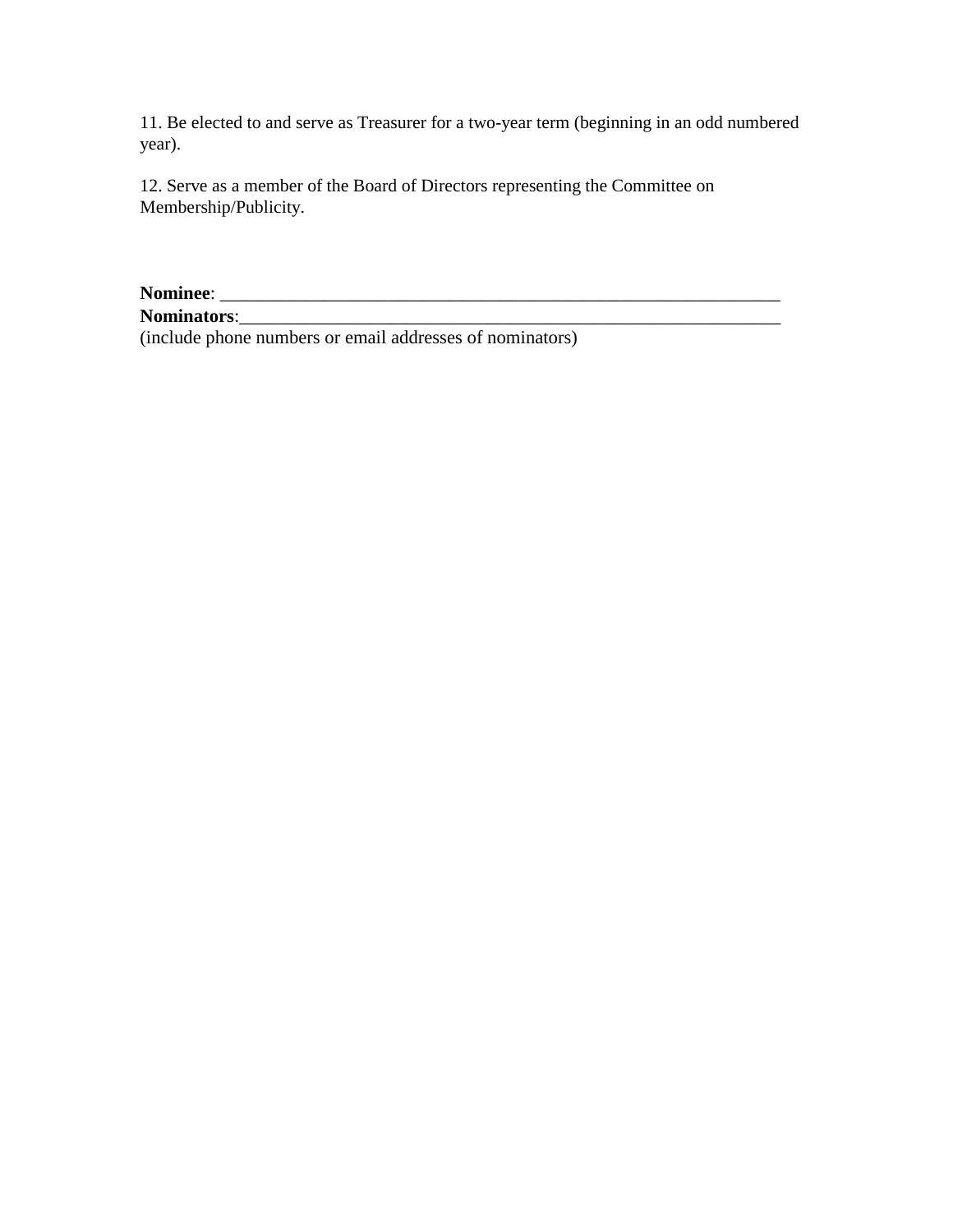11. Be elected to and serve as Treasurer for a two-year term (beginning in an odd numbered year).

12. Serve as a member of the Board of Directors representing the Committee on Membership/Publicity.

**Nominee**: _______________________________________________________________

**Nominators**:_____________________________________________________________

(include phone numbers or email addresses of nominators)